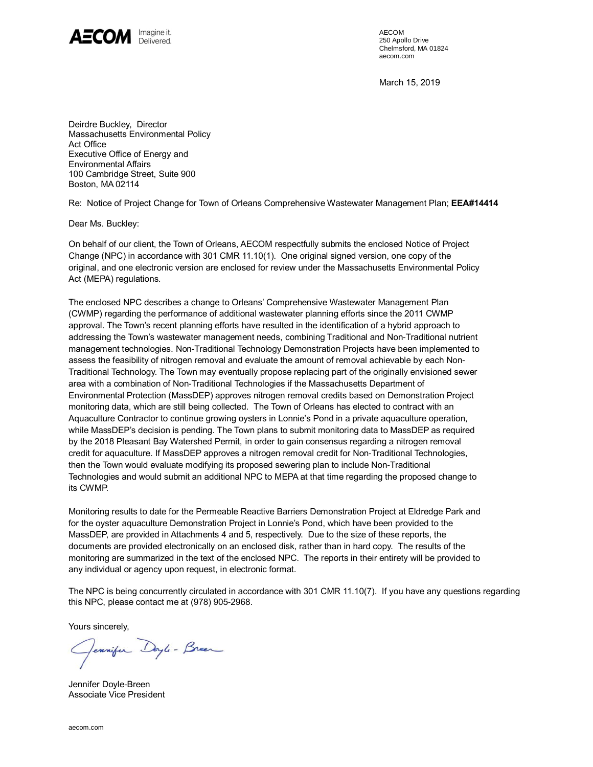**AECOM** Imagine it. Delivered.

AECOM
250 Apollo Drive
Chelmsford, MA 01824
aecom.com

March 15, 2019

Deirdre Buckley, Director
Massachusetts Environmental Policy
Act Office
Executive Office of Energy and
Environmental Affairs
100 Cambridge Street, Suite 900
Boston, MA 02114

Re: Notice of Project Change for Town of Orleans Comprehensive Wastewater Management Plan; **EEA#14414**

Dear Ms. Buckley:

On behalf of our client, the Town of Orleans, AECOM respectfully submits the enclosed Notice of Project Change (NPC) in accordance with 301 CMR 11.10(1). One original signed version, one copy of the original, and one electronic version are enclosed for review under the Massachusetts Environmental Policy Act (MEPA) regulations.

The enclosed NPC describes a change to Orleans' Comprehensive Wastewater Management Plan (CWMP) regarding the performance of additional wastewater planning efforts since the 2011 CWMP approval. The Town's recent planning efforts have resulted in the identification of a hybrid approach to addressing the Town's wastewater management needs, combining Traditional and Non-Traditional nutrient management technologies. Non-Traditional Technology Demonstration Projects have been implemented to assess the feasibility of nitrogen removal and evaluate the amount of removal achievable by each Non-Traditional Technology. The Town may eventually propose replacing part of the originally envisioned sewer area with a combination of Non-Traditional Technologies if the Massachusetts Department of Environmental Protection (MassDEP) approves nitrogen removal credits based on Demonstration Project monitoring data, which are still being collected. The Town of Orleans has elected to contract with an Aquaculture Contractor to continue growing oysters in Lonnie's Pond in a private aquaculture operation, while MassDEP's decision is pending. The Town plans to submit monitoring data to MassDEP as required by the 2018 Pleasant Bay Watershed Permit, in order to gain consensus regarding a nitrogen removal credit for aquaculture. If MassDEP approves a nitrogen removal credit for Non-Traditional Technologies, then the Town would evaluate modifying its proposed sewering plan to include Non-Traditional Technologies and would submit an additional NPC to MEPA at that time regarding the proposed change to its CWMP.

Monitoring results to date for the Permeable Reactive Barriers Demonstration Project at Eldredge Park and for the oyster aquaculture Demonstration Project in Lonnie's Pond, which have been provided to the MassDEP, are provided in Attachments 4 and 5, respectively. Due to the size of these reports, the documents are provided electronically on an enclosed disk, rather than in hard copy. The results of the monitoring are summarized in the text of the enclosed NPC. The reports in their entirety will be provided to any individual or agency upon request, in electronic format.

The NPC is being concurrently circulated in accordance with 301 CMR 11.10(7). If you have any questions regarding this NPC, please contact me at (978) 905-2968.

Yours sincerely,

Jennifer Doyle-Breen

Jennifer Doyle-Breen
Associate Vice President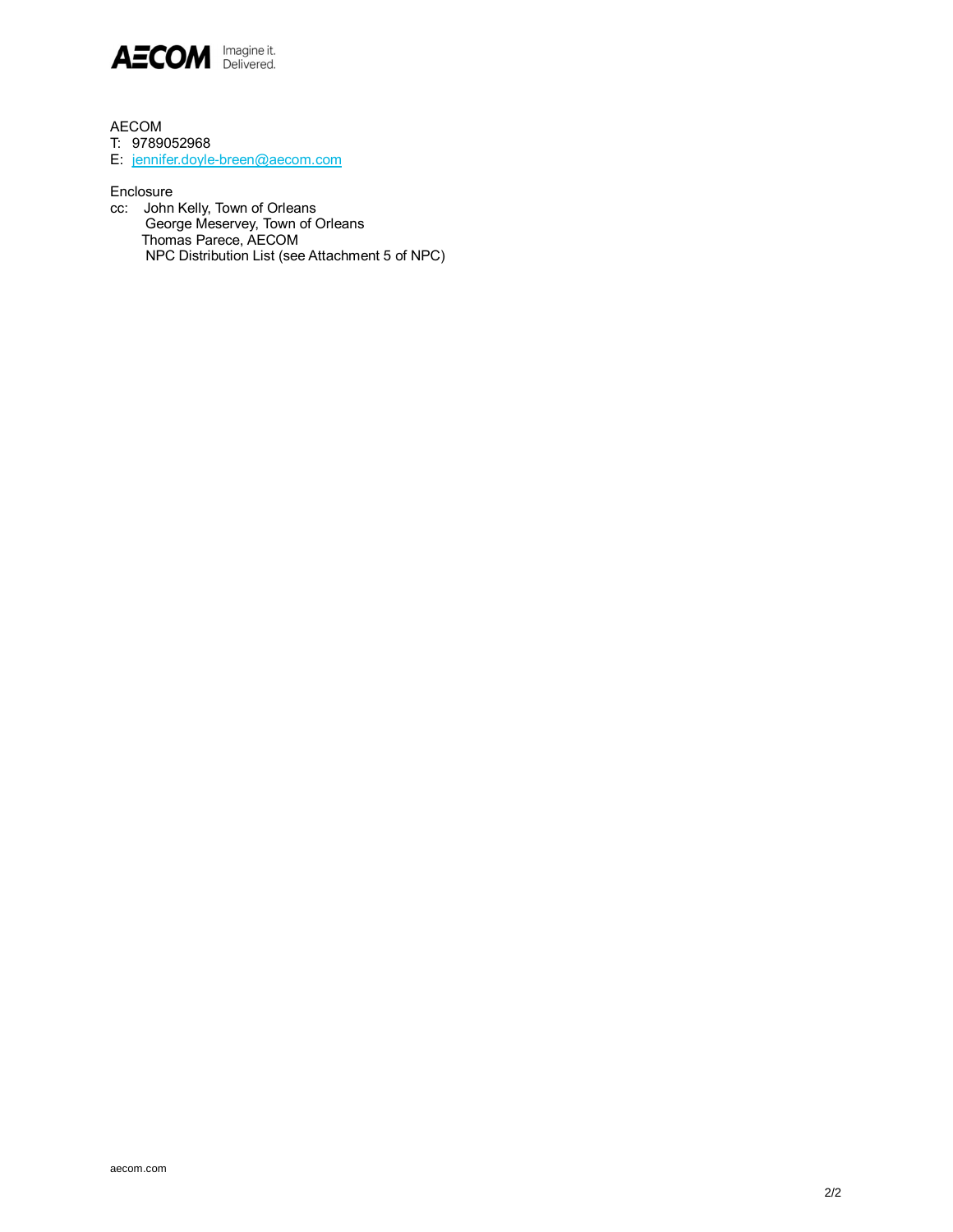AECOM
T: 9789052968
E: jennifer.doyle-breen@aecom.com

Enclosure
cc: John Kelly, Town of Orleans
George Meservey, Town of Orleans
Thomas Parece, AECOM
NPC Distribution List (see Attachment 5 of NPC)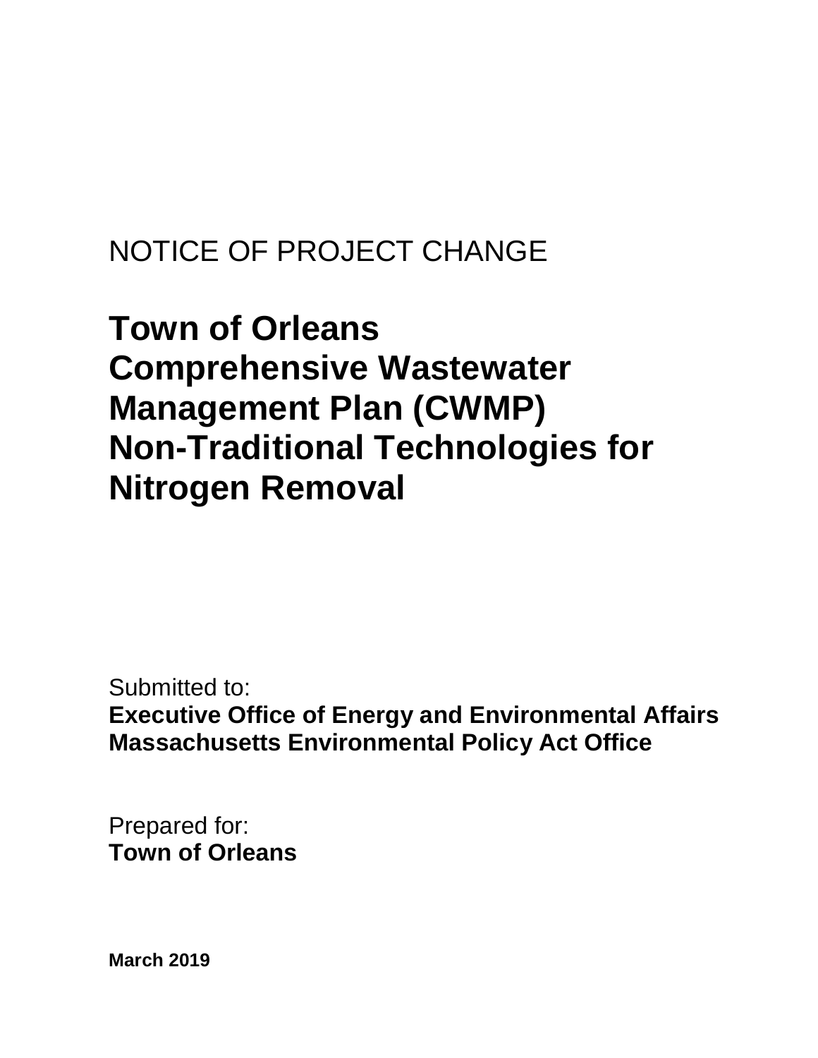NOTICE OF PROJECT CHANGE

# Town of Orleans
# Comprehensive Wastewater Management Plan (CWMP)
# Non-Traditional Technologies for Nitrogen Removal

Submitted to:
**Executive Office of Energy and Environmental Affairs**
**Massachusetts Environmental Policy Act Office**

Prepared for:
**Town of Orleans**

**March 2019**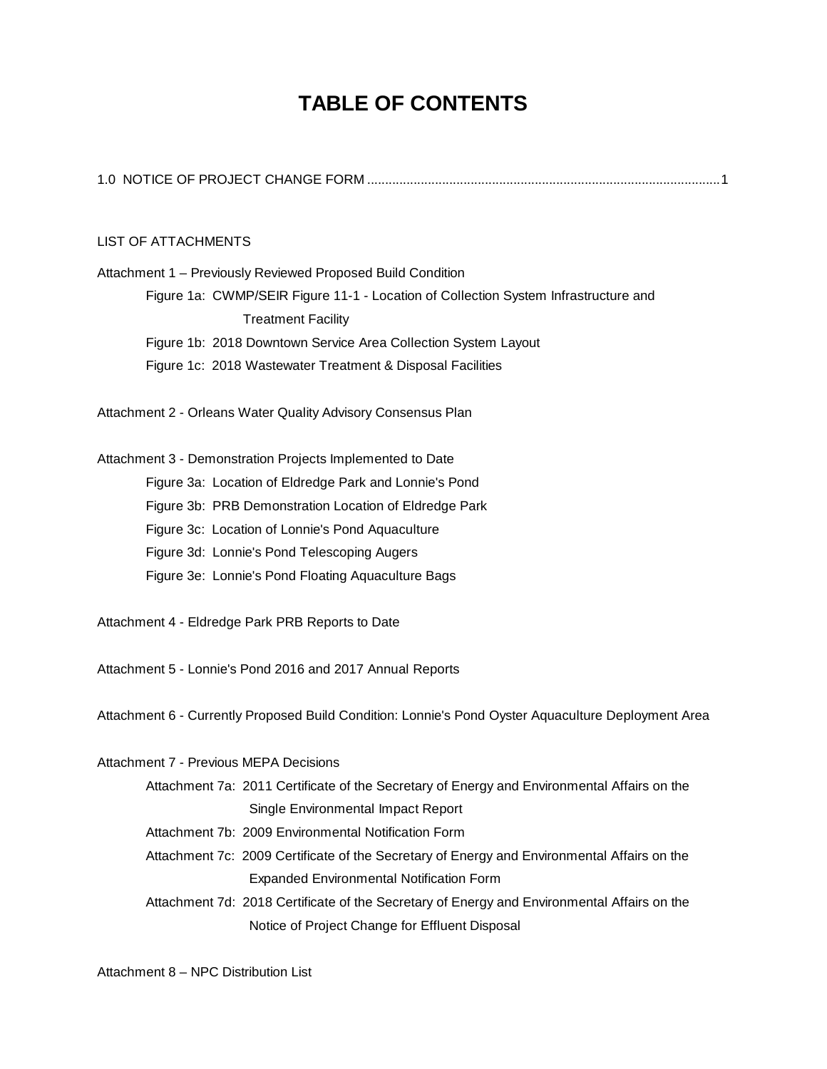# TABLE OF CONTENTS

1.0 NOTICE OF PROJECT CHANGE FORM .................................................................................................1

LIST OF ATTACHMENTS

Attachment 1 – Previously Reviewed Proposed Build Condition

- Figure 1a: CWMP/SEIR Figure 11-1 - Location of Collection System Infrastructure and Treatment Facility
- Figure 1b: 2018 Downtown Service Area Collection System Layout
- Figure 1c: 2018 Wastewater Treatment & Disposal Facilities

Attachment 2 - Orleans Water Quality Advisory Consensus Plan

Attachment 3 - Demonstration Projects Implemented to Date

- Figure 3a: Location of Eldredge Park and Lonnie's Pond
- Figure 3b: PRB Demonstration Location of Eldredge Park
- Figure 3c: Location of Lonnie's Pond Aquaculture
- Figure 3d: Lonnie's Pond Telescoping Augers
- Figure 3e: Lonnie's Pond Floating Aquaculture Bags

Attachment 4 - Eldredge Park PRB Reports to Date

Attachment 5 - Lonnie's Pond 2016 and 2017 Annual Reports

Attachment 6 - Currently Proposed Build Condition: Lonnie's Pond Oyster Aquaculture Deployment Area

Attachment 7 - Previous MEPA Decisions

- Attachment 7a: 2011 Certificate of the Secretary of Energy and Environmental Affairs on the Single Environmental Impact Report
- Attachment 7b: 2009 Environmental Notification Form
- Attachment 7c: 2009 Certificate of the Secretary of Energy and Environmental Affairs on the Expanded Environmental Notification Form
- Attachment 7d: 2018 Certificate of the Secretary of Energy and Environmental Affairs on the Notice of Project Change for Effluent Disposal

Attachment 8 – NPC Distribution List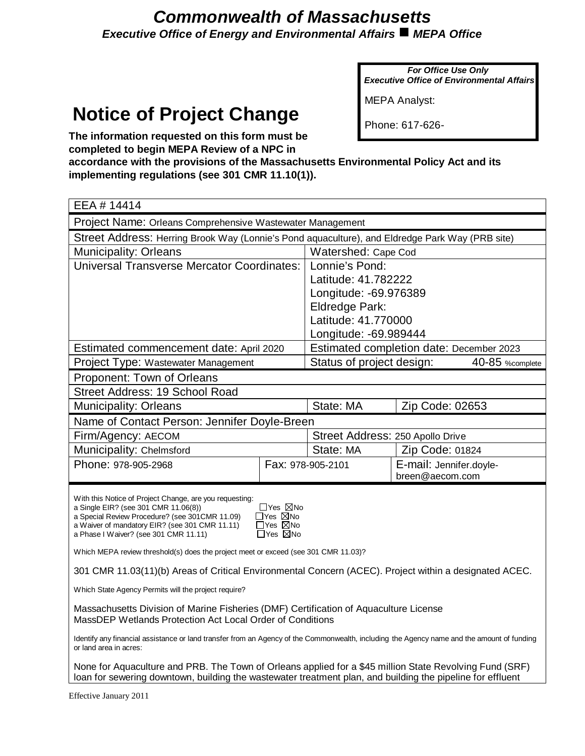# Commonwealth of Massachusetts

***Executive Office of Energy and Environmental Affairs ■ MEPA Office***

| *For Office Use Only* *Executive Office of Environmental Affairs* |
|---|
| MEPA Analyst: |
| Phone: 617-626- |

# Notice of Project Change

**The information requested on this form must be completed to begin MEPA Review of a NPC in accordance with the provisions of the Massachusetts Environmental Policy Act and its implementing regulations (see 301 CMR 11.10(1)).**

| | | | |
|---|---|---|---|
| EEA # 14414 | | | |
| Project Name: Orleans Comprehensive Wastewater Management | | | |
| Street Address: Herring Brook Way (Lonnie's Pond aquaculture), and Eldredge Park Way (PRB site) | | | |
| Municipality: Orleans | | Watershed: Cape Cod | |
| Universal Transverse Mercator Coordinates: | | Lonnie's Pond: Latitude: 41.782222 Longitude: -69.976389 Eldredge Park: Latitude: 41.770000 Longitude: -69.989444 | |
| Estimated commencement date: April 2020 | | Estimated completion date: December 2023 | |
| Project Type: Wastewater Management | | Status of project design: 40-85 %complete | |
| Proponent: Town of Orleans | | | |
| Street Address: 19 School Road | | | |
| Municipality: Orleans | | State: MA | Zip Code: 02653 |
| Name of Contact Person: Jennifer Doyle-Breen | | | |
| Firm/Agency: AECOM | | Street Address: 250 Apollo Drive | |
| Municipality: Chelmsford | | State: MA | Zip Code: 01824 |
| Phone: 978-905-2968 | Fax: 978-905-2101 | | E-mail: Jennifer.doyle-breen@aecom.com |

With this Notice of Project Change, are you requesting:

- a Single EIR? (see 301 CMR 11.06(8)) ☐Yes ☒No
- a Special Review Procedure? (see 301CMR 11.09) ☐Yes ☒No
- a Waiver of mandatory EIR? (see 301 CMR 11.11) ☐Yes ☒No
- a Phase I Waiver? (see 301 CMR 11.11) ☐Yes ☒No

Which MEPA review threshold(s) does the project meet or exceed (see 301 CMR 11.03)?

301 CMR 11.03(11)(b) Areas of Critical Environmental Concern (ACEC). Project within a designated ACEC.

Which State Agency Permits will the project require?

Massachusetts Division of Marine Fisheries (DMF) Certification of Aquaculture License
MassDEP Wetlands Protection Act Local Order of Conditions

Identify any financial assistance or land transfer from an Agency of the Commonwealth, including the Agency name and the amount of funding or land area in acres:

None for Aquaculture and PRB. The Town of Orleans applied for a $45 million State Revolving Fund (SRF) loan for sewering downtown, building the wastewater treatment plan, and building the pipeline for effluent

Effective January 2011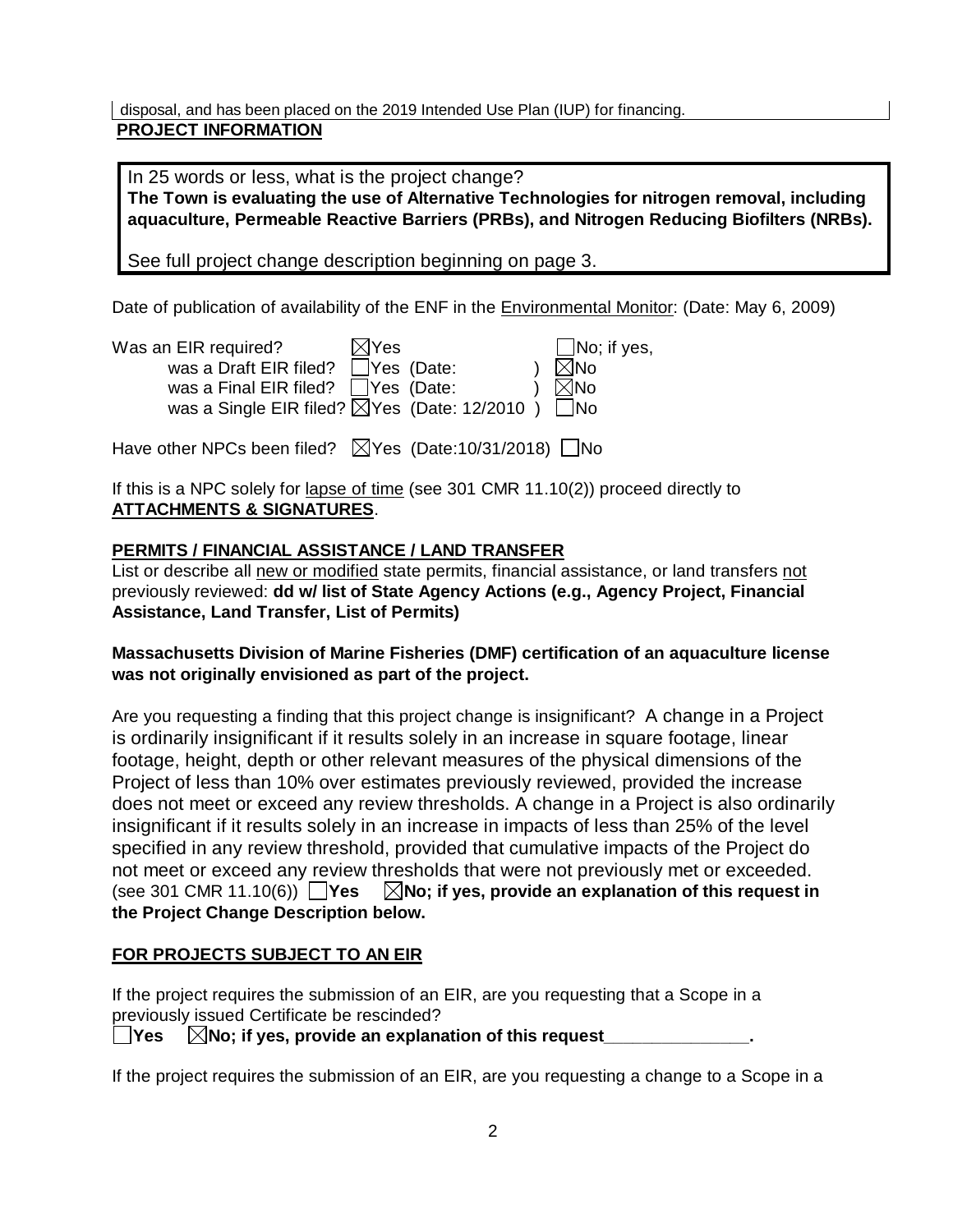disposal, and has been placed on the 2019 Intended Use Plan (IUP) for financing.

**PROJECT INFORMATION**

In 25 words or less, what is the project change?
**The Town is evaluating the use of Alternative Technologies for nitrogen removal, including aquaculture, Permeable Reactive Barriers (PRBs), and Nitrogen Reducing Biofilters (NRBs).**

See full project change description beginning on page 3.

Date of publication of availability of the ENF in the Environmental Monitor: (Date: May 6, 2009)

Was an EIR required? ☒Yes ☐No; if yes,
was a Draft EIR filed? ☐Yes (Date: ) ☒No
was a Final EIR filed? ☐Yes (Date: ) ☒No
was a Single EIR filed? ☒Yes (Date: 12/2010 ) ☐No

Have other NPCs been filed? ☒Yes (Date:10/31/2018) ☐No

If this is a NPC solely for lapse of time (see 301 CMR 11.10(2)) proceed directly to **ATTACHMENTS & SIGNATURES**.

**PERMITS / FINANCIAL ASSISTANCE / LAND TRANSFER**

List or describe all new or modified state permits, financial assistance, or land transfers not previously reviewed: **dd w/ list of State Agency Actions (e.g., Agency Project, Financial Assistance, Land Transfer, List of Permits)**

**Massachusetts Division of Marine Fisheries (DMF) certification of an aquaculture license was not originally envisioned as part of the project.**

Are you requesting a finding that this project change is insignificant? A change in a Project is ordinarily insignificant if it results solely in an increase in square footage, linear footage, height, depth or other relevant measures of the physical dimensions of the Project of less than 10% over estimates previously reviewed, provided the increase does not meet or exceed any review thresholds. A change in a Project is also ordinarily insignificant if it results solely in an increase in impacts of less than 25% of the level specified in any review threshold, provided that cumulative impacts of the Project do not meet or exceed any review thresholds that were not previously met or exceeded. (see 301 CMR 11.10(6)) ☐**Yes** ☒**No; if yes, provide an explanation of this request in the Project Change Description below.**

**FOR PROJECTS SUBJECT TO AN EIR**

If the project requires the submission of an EIR, are you requesting that a Scope in a previously issued Certificate be rescinded?
☐**Yes** ☒**No; if yes, provide an explanation of this request_______________.**

If the project requires the submission of an EIR, are you requesting a change to a Scope in a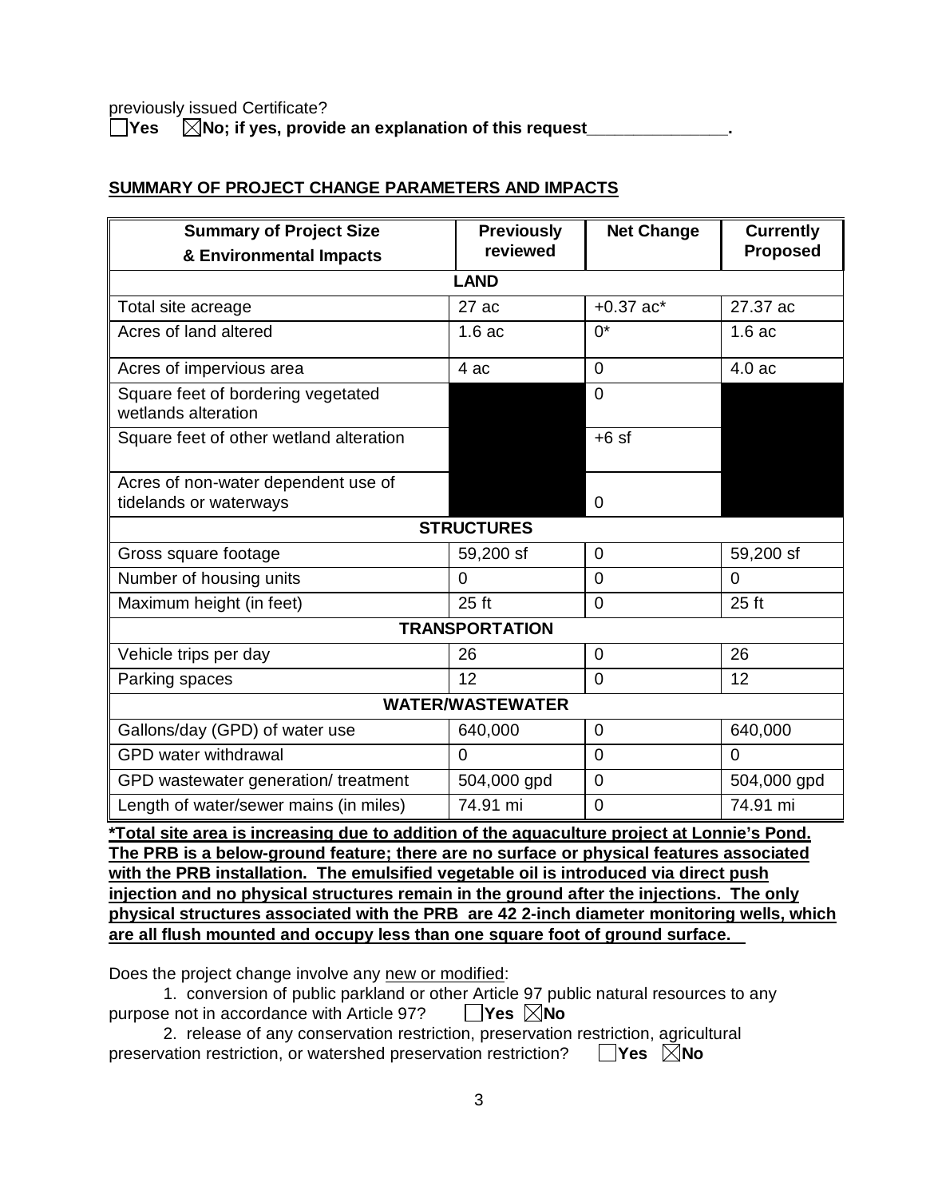previously issued Certificate?
☐**Yes** ☒**No; if yes, provide an explanation of this request_______________.**

**SUMMARY OF PROJECT CHANGE PARAMETERS AND IMPACTS**

| Summary of Project Size & Environmental Impacts | Previously reviewed | Net Change | Currently Proposed |
|---|---|---|---|
| **LAND** | | | |
| Total site acreage | 27 ac | +0.37 ac* | 27.37 ac |
| Acres of land altered | 1.6 ac | 0* | 1.6 ac |
| Acres of impervious area | 4 ac | 0 | 4.0 ac |
| Square feet of bordering vegetated wetlands alteration | | 0 | |
| Square feet of other wetland alteration | | +6 sf | |
| Acres of non-water dependent use of tidelands or waterways | | 0 | |
| **STRUCTURES** | | | |
| Gross square footage | 59,200 sf | 0 | 59,200 sf |
| Number of housing units | 0 | 0 | 0 |
| Maximum height (in feet) | 25 ft | 0 | 25 ft |
| **TRANSPORTATION** | | | |
| Vehicle trips per day | 26 | 0 | 26 |
| Parking spaces | 12 | 0 | 12 |
| **WATER/WASTEWATER** | | | |
| Gallons/day (GPD) of water use | 640,000 | 0 | 640,000 |
| GPD water withdrawal | 0 | 0 | 0 |
| GPD wastewater generation/ treatment | 504,000 gpd | 0 | 504,000 gpd |
| Length of water/sewer mains (in miles) | 74.91 mi | 0 | 74.91 mi |

**\*Total site area is increasing due to addition of the aquaculture project at Lonnie's Pond. The PRB is a below-ground feature; there are no surface or physical features associated with the PRB installation. The emulsified vegetable oil is introduced via direct push injection and no physical structures remain in the ground after the injections. The only physical structures associated with the PRB are 42 2-inch diameter monitoring wells, which are all flush mounted and occupy less than one square foot of ground surface.**

Does the project change involve any new or modified:

1. conversion of public parkland or other Article 97 public natural resources to any purpose not in accordance with Article 97? ☐**Yes** ☒**No**
2. release of any conservation restriction, preservation restriction, agricultural preservation restriction, or watershed preservation restriction? ☐**Yes** ☒**No**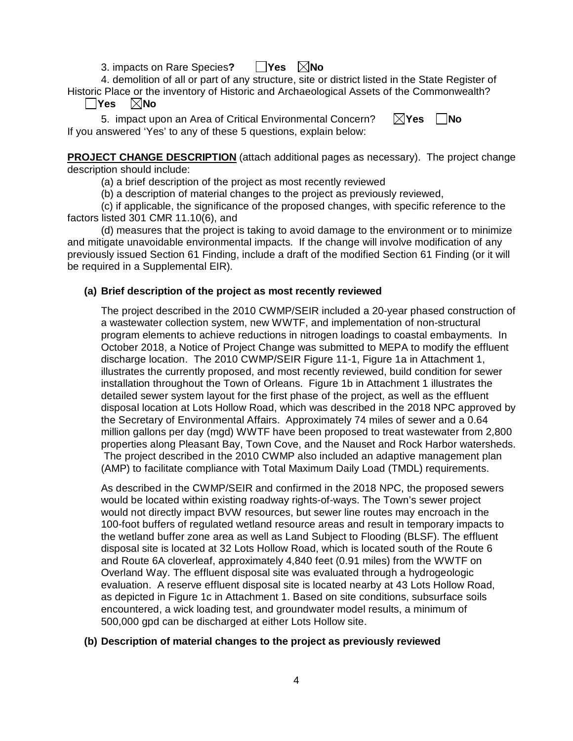3. impacts on Rare Species? ☐ **Yes** ☒ **No**

4. demolition of all or part of any structure, site or district listed in the State Register of Historic Place or the inventory of Historic and Archaeological Assets of the Commonwealth?

☐ **Yes** ☒ **No**

5. impact upon an Area of Critical Environmental Concern? ☒ **Yes** ☐ **No**

If you answered 'Yes' to any of these 5 questions, explain below:

**PROJECT CHANGE DESCRIPTION** (attach additional pages as necessary). The project change description should include:

(a) a brief description of the project as most recently reviewed

(b) a description of material changes to the project as previously reviewed,

(c) if applicable, the significance of the proposed changes, with specific reference to the factors listed 301 CMR 11.10(6), and

(d) measures that the project is taking to avoid damage to the environment or to minimize and mitigate unavoidable environmental impacts. If the change will involve modification of any previously issued Section 61 Finding, include a draft of the modified Section 61 Finding (or it will be required in a Supplemental EIR).

### (a) Brief description of the project as most recently reviewed

The project described in the 2010 CWMP/SEIR included a 20-year phased construction of a wastewater collection system, new WWTF, and implementation of non-structural program elements to achieve reductions in nitrogen loadings to coastal embayments. In October 2018, a Notice of Project Change was submitted to MEPA to modify the effluent discharge location. The 2010 CWMP/SEIR Figure 11-1, Figure 1a in Attachment 1, illustrates the currently proposed, and most recently reviewed, build condition for sewer installation throughout the Town of Orleans. Figure 1b in Attachment 1 illustrates the detailed sewer system layout for the first phase of the project, as well as the effluent disposal location at Lots Hollow Road, which was described in the 2018 NPC approved by the Secretary of Environmental Affairs. Approximately 74 miles of sewer and a 0.64 million gallons per day (mgd) WWTF have been proposed to treat wastewater from 2,800 properties along Pleasant Bay, Town Cove, and the Nauset and Rock Harbor watersheds. The project described in the 2010 CWMP also included an adaptive management plan (AMP) to facilitate compliance with Total Maximum Daily Load (TMDL) requirements.

As described in the CWMP/SEIR and confirmed in the 2018 NPC, the proposed sewers would be located within existing roadway rights-of-ways. The Town's sewer project would not directly impact BVW resources, but sewer line routes may encroach in the 100-foot buffers of regulated wetland resource areas and result in temporary impacts to the wetland buffer zone area as well as Land Subject to Flooding (BLSF). The effluent disposal site is located at 32 Lots Hollow Road, which is located south of the Route 6 and Route 6A cloverleaf, approximately 4,840 feet (0.91 miles) from the WWTF on Overland Way. The effluent disposal site was evaluated through a hydrogeologic evaluation. A reserve effluent disposal site is located nearby at 43 Lots Hollow Road, as depicted in Figure 1c in Attachment 1. Based on site conditions, subsurface soils encountered, a wick loading test, and groundwater model results, a minimum of 500,000 gpd can be discharged at either Lots Hollow site.

### (b) Description of material changes to the project as previously reviewed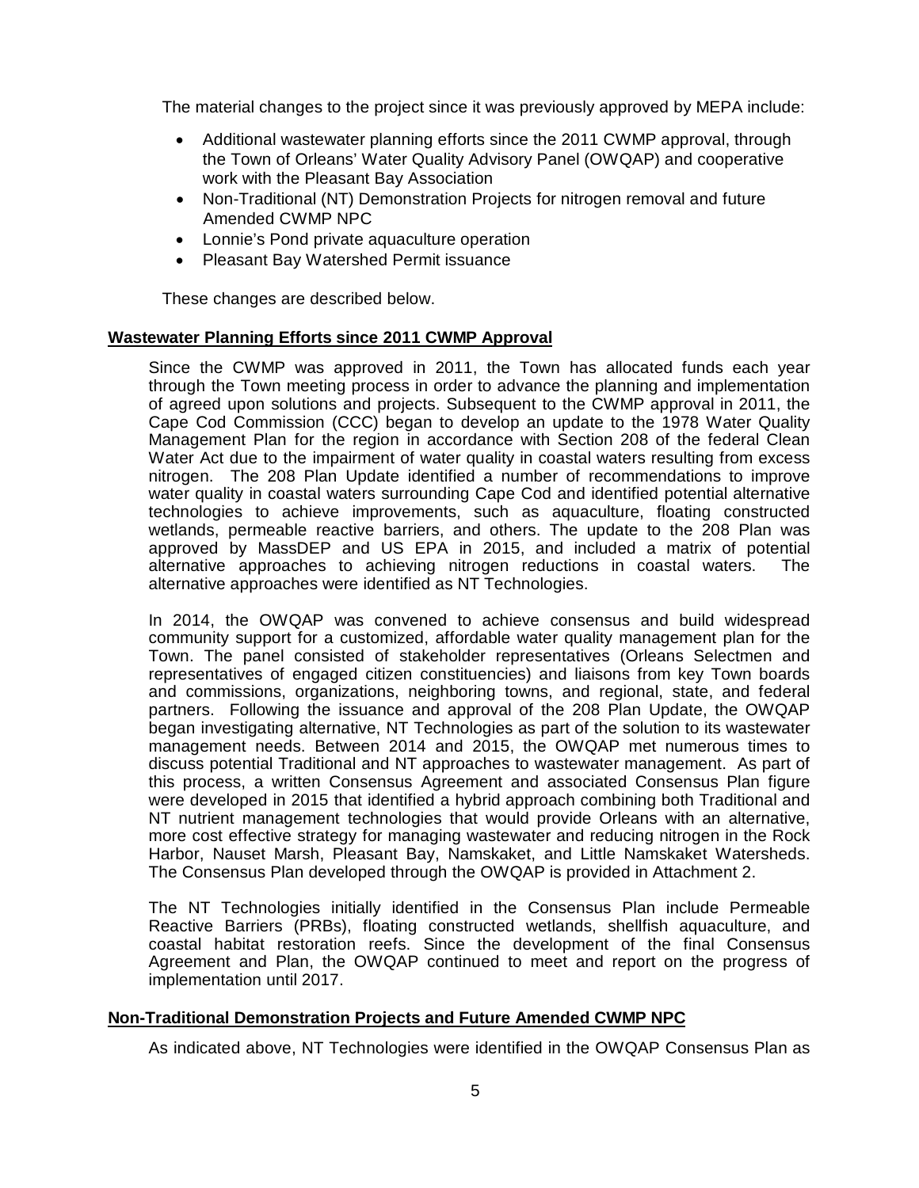The material changes to the project since it was previously approved by MEPA include:

- Additional wastewater planning efforts since the 2011 CWMP approval, through the Town of Orleans' Water Quality Advisory Panel (OWQAP) and cooperative work with the Pleasant Bay Association
- Non-Traditional (NT) Demonstration Projects for nitrogen removal and future Amended CWMP NPC
- Lonnie's Pond private aquaculture operation
- Pleasant Bay Watershed Permit issuance

These changes are described below.

## Wastewater Planning Efforts since 2011 CWMP Approval

Since the CWMP was approved in 2011, the Town has allocated funds each year through the Town meeting process in order to advance the planning and implementation of agreed upon solutions and projects. Subsequent to the CWMP approval in 2011, the Cape Cod Commission (CCC) began to develop an update to the 1978 Water Quality Management Plan for the region in accordance with Section 208 of the federal Clean Water Act due to the impairment of water quality in coastal waters resulting from excess nitrogen. The 208 Plan Update identified a number of recommendations to improve water quality in coastal waters surrounding Cape Cod and identified potential alternative technologies to achieve improvements, such as aquaculture, floating constructed wetlands, permeable reactive barriers, and others. The update to the 208 Plan was approved by MassDEP and US EPA in 2015, and included a matrix of potential alternative approaches to achieving nitrogen reductions in coastal waters. The alternative approaches were identified as NT Technologies.

In 2014, the OWQAP was convened to achieve consensus and build widespread community support for a customized, affordable water quality management plan for the Town. The panel consisted of stakeholder representatives (Orleans Selectmen and representatives of engaged citizen constituencies) and liaisons from key Town boards and commissions, organizations, neighboring towns, and regional, state, and federal partners. Following the issuance and approval of the 208 Plan Update, the OWQAP began investigating alternative, NT Technologies as part of the solution to its wastewater management needs. Between 2014 and 2015, the OWQAP met numerous times to discuss potential Traditional and NT approaches to wastewater management. As part of this process, a written Consensus Agreement and associated Consensus Plan figure were developed in 2015 that identified a hybrid approach combining both Traditional and NT nutrient management technologies that would provide Orleans with an alternative, more cost effective strategy for managing wastewater and reducing nitrogen in the Rock Harbor, Nauset Marsh, Pleasant Bay, Namskaket, and Little Namskaket Watersheds. The Consensus Plan developed through the OWQAP is provided in Attachment 2.

The NT Technologies initially identified in the Consensus Plan include Permeable Reactive Barriers (PRBs), floating constructed wetlands, shellfish aquaculture, and coastal habitat restoration reefs. Since the development of the final Consensus Agreement and Plan, the OWQAP continued to meet and report on the progress of implementation until 2017.

## Non-Traditional Demonstration Projects and Future Amended CWMP NPC

As indicated above, NT Technologies were identified in the OWQAP Consensus Plan as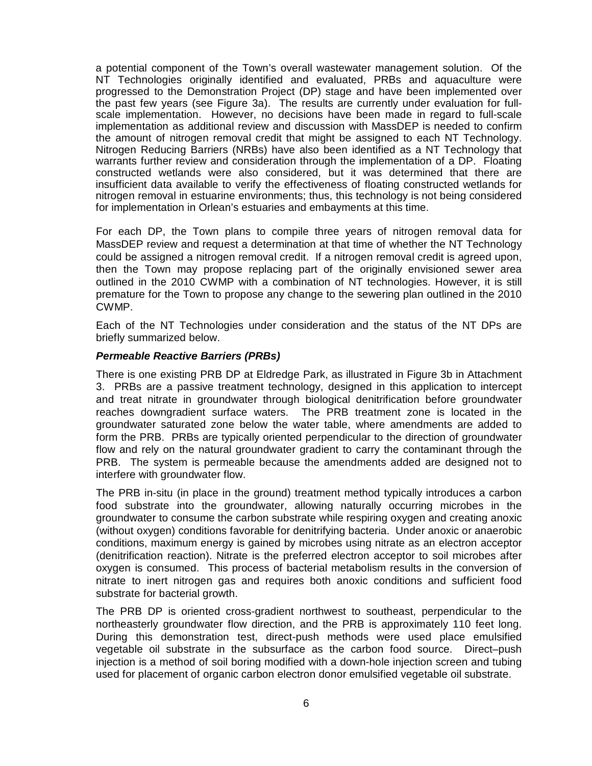a potential component of the Town's overall wastewater management solution. Of the NT Technologies originally identified and evaluated, PRBs and aquaculture were progressed to the Demonstration Project (DP) stage and have been implemented over the past few years (see Figure 3a). The results are currently under evaluation for full-scale implementation. However, no decisions have been made in regard to full-scale implementation as additional review and discussion with MassDEP is needed to confirm the amount of nitrogen removal credit that might be assigned to each NT Technology. Nitrogen Reducing Barriers (NRBs) have also been identified as a NT Technology that warrants further review and consideration through the implementation of a DP. Floating constructed wetlands were also considered, but it was determined that there are insufficient data available to verify the effectiveness of floating constructed wetlands for nitrogen removal in estuarine environments; thus, this technology is not being considered for implementation in Orlean's estuaries and embayments at this time.

For each DP, the Town plans to compile three years of nitrogen removal data for MassDEP review and request a determination at that time of whether the NT Technology could be assigned a nitrogen removal credit. If a nitrogen removal credit is agreed upon, then the Town may propose replacing part of the originally envisioned sewer area outlined in the 2010 CWMP with a combination of NT technologies. However, it is still premature for the Town to propose any change to the sewering plan outlined in the 2010 CWMP.

Each of the NT Technologies under consideration and the status of the NT DPs are briefly summarized below.

***Permeable Reactive Barriers (PRBs)***

There is one existing PRB DP at Eldredge Park, as illustrated in Figure 3b in Attachment 3. PRBs are a passive treatment technology, designed in this application to intercept and treat nitrate in groundwater through biological denitrification before groundwater reaches downgradient surface waters. The PRB treatment zone is located in the groundwater saturated zone below the water table, where amendments are added to form the PRB. PRBs are typically oriented perpendicular to the direction of groundwater flow and rely on the natural groundwater gradient to carry the contaminant through the PRB. The system is permeable because the amendments added are designed not to interfere with groundwater flow.

The PRB in-situ (in place in the ground) treatment method typically introduces a carbon food substrate into the groundwater, allowing naturally occurring microbes in the groundwater to consume the carbon substrate while respiring oxygen and creating anoxic (without oxygen) conditions favorable for denitrifying bacteria. Under anoxic or anaerobic conditions, maximum energy is gained by microbes using nitrate as an electron acceptor (denitrification reaction). Nitrate is the preferred electron acceptor to soil microbes after oxygen is consumed. This process of bacterial metabolism results in the conversion of nitrate to inert nitrogen gas and requires both anoxic conditions and sufficient food substrate for bacterial growth.

The PRB DP is oriented cross-gradient northwest to southeast, perpendicular to the northeasterly groundwater flow direction, and the PRB is approximately 110 feet long. During this demonstration test, direct-push methods were used place emulsified vegetable oil substrate in the subsurface as the carbon food source. Direct–push injection is a method of soil boring modified with a down-hole injection screen and tubing used for placement of organic carbon electron donor emulsified vegetable oil substrate.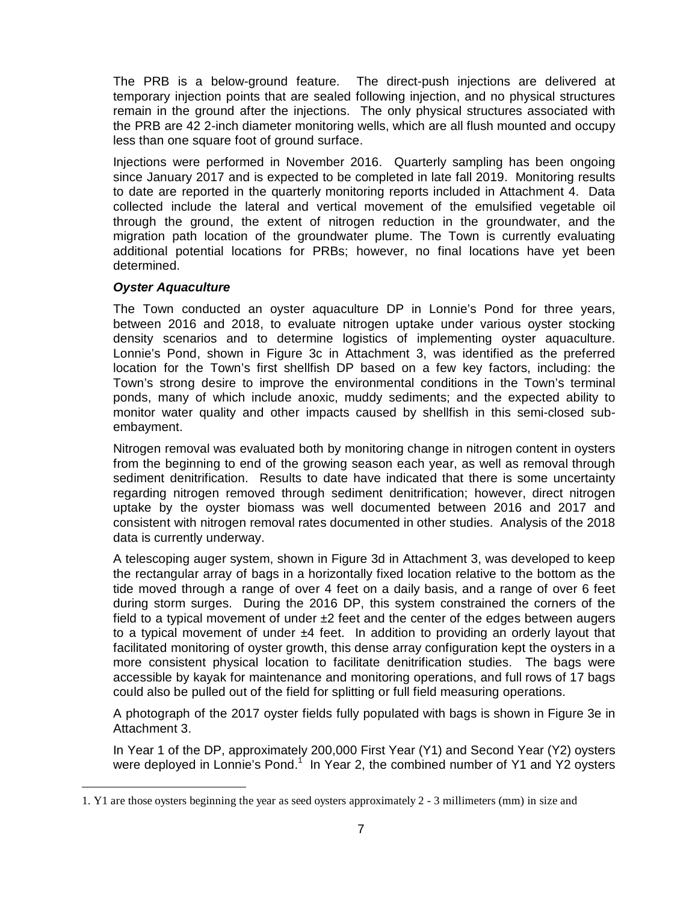The PRB is a below-ground feature. The direct-push injections are delivered at temporary injection points that are sealed following injection, and no physical structures remain in the ground after the injections. The only physical structures associated with the PRB are 42 2-inch diameter monitoring wells, which are all flush mounted and occupy less than one square foot of ground surface.

Injections were performed in November 2016. Quarterly sampling has been ongoing since January 2017 and is expected to be completed in late fall 2019. Monitoring results to date are reported in the quarterly monitoring reports included in Attachment 4. Data collected include the lateral and vertical movement of the emulsified vegetable oil through the ground, the extent of nitrogen reduction in the groundwater, and the migration path location of the groundwater plume. The Town is currently evaluating additional potential locations for PRBs; however, no final locations have yet been determined.

***Oyster Aquaculture***

The Town conducted an oyster aquaculture DP in Lonnie's Pond for three years, between 2016 and 2018, to evaluate nitrogen uptake under various oyster stocking density scenarios and to determine logistics of implementing oyster aquaculture. Lonnie's Pond, shown in Figure 3c in Attachment 3, was identified as the preferred location for the Town's first shellfish DP based on a few key factors, including: the Town's strong desire to improve the environmental conditions in the Town's terminal ponds, many of which include anoxic, muddy sediments; and the expected ability to monitor water quality and other impacts caused by shellfish in this semi-closed sub-embayment.

Nitrogen removal was evaluated both by monitoring change in nitrogen content in oysters from the beginning to end of the growing season each year, as well as removal through sediment denitrification. Results to date have indicated that there is some uncertainty regarding nitrogen removed through sediment denitrification; however, direct nitrogen uptake by the oyster biomass was well documented between 2016 and 2017 and consistent with nitrogen removal rates documented in other studies. Analysis of the 2018 data is currently underway.

A telescoping auger system, shown in Figure 3d in Attachment 3, was developed to keep the rectangular array of bags in a horizontally fixed location relative to the bottom as the tide moved through a range of over 4 feet on a daily basis, and a range of over 6 feet during storm surges. During the 2016 DP, this system constrained the corners of the field to a typical movement of under ±2 feet and the center of the edges between augers to a typical movement of under ±4 feet. In addition to providing an orderly layout that facilitated monitoring of oyster growth, this dense array configuration kept the oysters in a more consistent physical location to facilitate denitrification studies. The bags were accessible by kayak for maintenance and monitoring operations, and full rows of 17 bags could also be pulled out of the field for splitting or full field measuring operations.

A photograph of the 2017 oyster fields fully populated with bags is shown in Figure 3e in Attachment 3.

In Year 1 of the DP, approximately 200,000 First Year (Y1) and Second Year (Y2) oysters were deployed in Lonnie's Pond.[1] In Year 2, the combined number of Y1 and Y2 oysters

1. Y1 are those oysters beginning the year as seed oysters approximately 2 - 3 millimeters (mm) in size and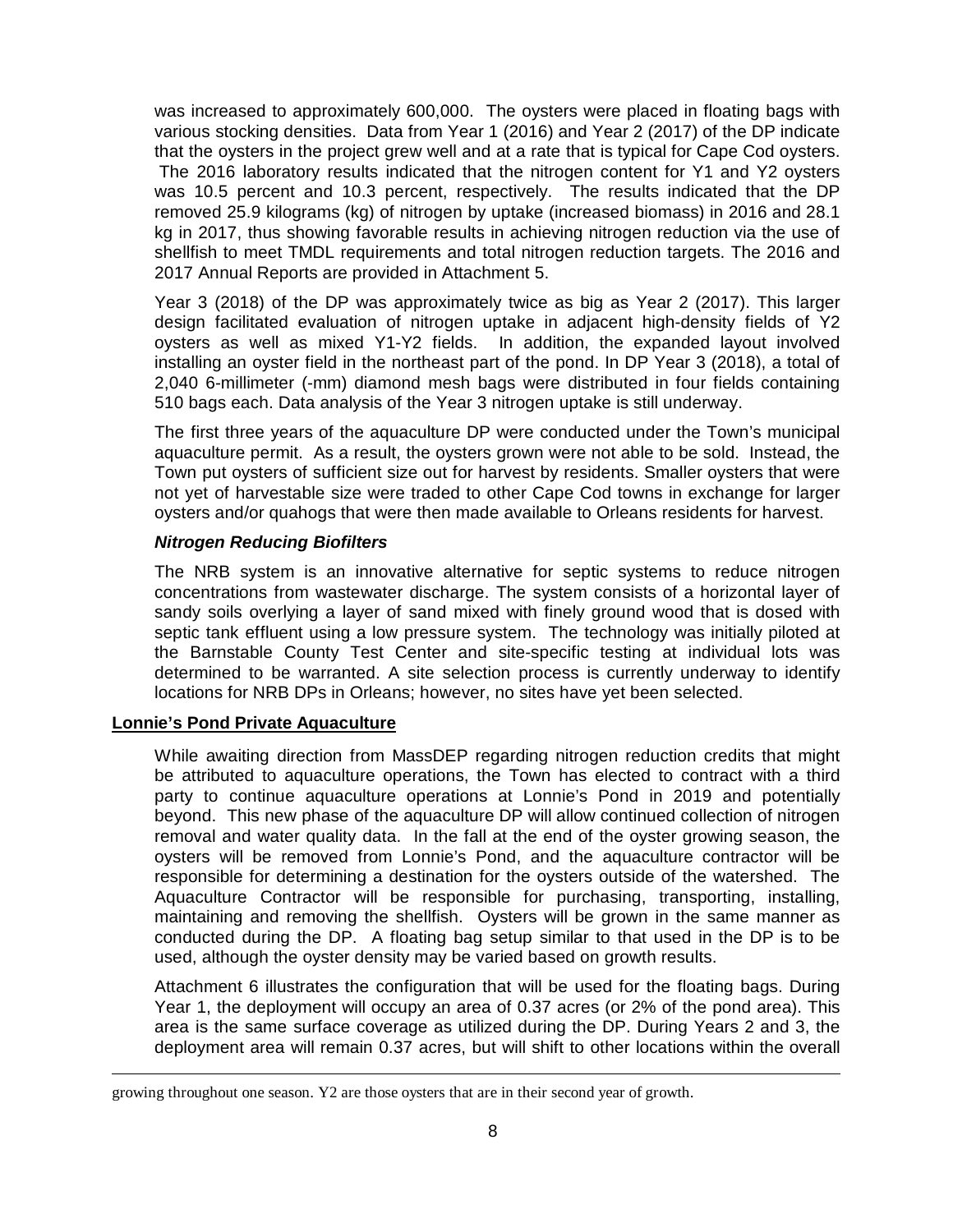was increased to approximately 600,000. The oysters were placed in floating bags with various stocking densities. Data from Year 1 (2016) and Year 2 (2017) of the DP indicate that the oysters in the project grew well and at a rate that is typical for Cape Cod oysters. The 2016 laboratory results indicated that the nitrogen content for Y1 and Y2 oysters was 10.5 percent and 10.3 percent, respectively. The results indicated that the DP removed 25.9 kilograms (kg) of nitrogen by uptake (increased biomass) in 2016 and 28.1 kg in 2017, thus showing favorable results in achieving nitrogen reduction via the use of shellfish to meet TMDL requirements and total nitrogen reduction targets. The 2016 and 2017 Annual Reports are provided in Attachment 5.

Year 3 (2018) of the DP was approximately twice as big as Year 2 (2017). This larger design facilitated evaluation of nitrogen uptake in adjacent high-density fields of Y2 oysters as well as mixed Y1-Y2 fields. In addition, the expanded layout involved installing an oyster field in the northeast part of the pond. In DP Year 3 (2018), a total of 2,040 6-millimeter (-mm) diamond mesh bags were distributed in four fields containing 510 bags each. Data analysis of the Year 3 nitrogen uptake is still underway.

The first three years of the aquaculture DP were conducted under the Town's municipal aquaculture permit. As a result, the oysters grown were not able to be sold. Instead, the Town put oysters of sufficient size out for harvest by residents. Smaller oysters that were not yet of harvestable size were traded to other Cape Cod towns in exchange for larger oysters and/or quahogs that were then made available to Orleans residents for harvest.

***Nitrogen Reducing Biofilters***

The NRB system is an innovative alternative for septic systems to reduce nitrogen concentrations from wastewater discharge. The system consists of a horizontal layer of sandy soils overlying a layer of sand mixed with finely ground wood that is dosed with septic tank effluent using a low pressure system. The technology was initially piloted at the Barnstable County Test Center and site-specific testing at individual lots was determined to be warranted. A site selection process is currently underway to identify locations for NRB DPs in Orleans; however, no sites have yet been selected.

**Lonnie's Pond Private Aquaculture**

While awaiting direction from MassDEP regarding nitrogen reduction credits that might be attributed to aquaculture operations, the Town has elected to contract with a third party to continue aquaculture operations at Lonnie's Pond in 2019 and potentially beyond. This new phase of the aquaculture DP will allow continued collection of nitrogen removal and water quality data. In the fall at the end of the oyster growing season, the oysters will be removed from Lonnie's Pond, and the aquaculture contractor will be responsible for determining a destination for the oysters outside of the watershed. The Aquaculture Contractor will be responsible for purchasing, transporting, installing, maintaining and removing the shellfish. Oysters will be grown in the same manner as conducted during the DP. A floating bag setup similar to that used in the DP is to be used, although the oyster density may be varied based on growth results.

Attachment 6 illustrates the configuration that will be used for the floating bags. During Year 1, the deployment will occupy an area of 0.37 acres (or 2% of the pond area). This area is the same surface coverage as utilized during the DP. During Years 2 and 3, the deployment area will remain 0.37 acres, but will shift to other locations within the overall

growing throughout one season. Y2 are those oysters that are in their second year of growth.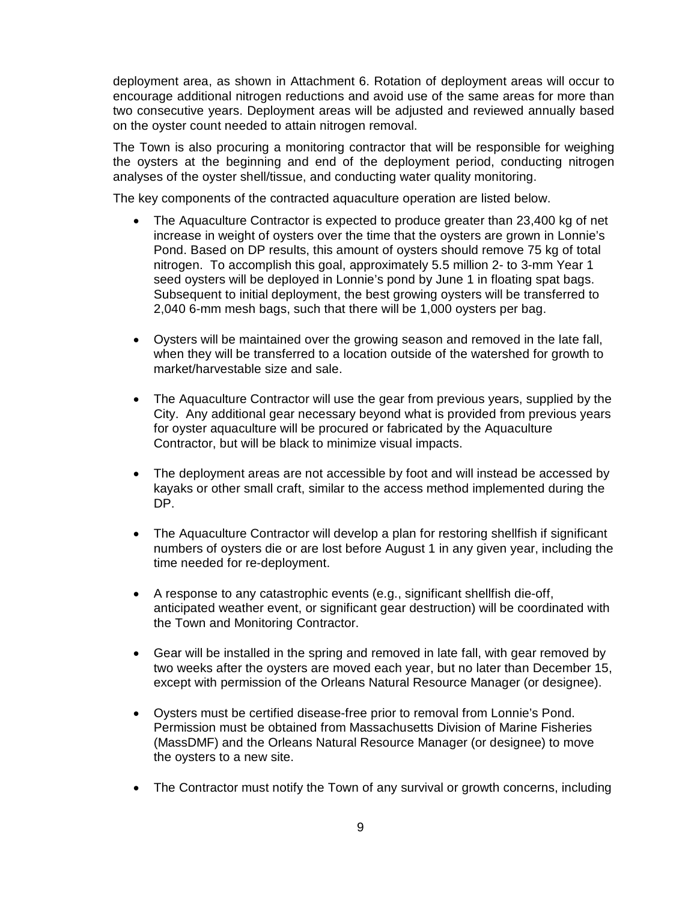deployment area, as shown in Attachment 6. Rotation of deployment areas will occur to encourage additional nitrogen reductions and avoid use of the same areas for more than two consecutive years. Deployment areas will be adjusted and reviewed annually based on the oyster count needed to attain nitrogen removal.

The Town is also procuring a monitoring contractor that will be responsible for weighing the oysters at the beginning and end of the deployment period, conducting nitrogen analyses of the oyster shell/tissue, and conducting water quality monitoring.

The key components of the contracted aquaculture operation are listed below.

- The Aquaculture Contractor is expected to produce greater than 23,400 kg of net increase in weight of oysters over the time that the oysters are grown in Lonnie's Pond. Based on DP results, this amount of oysters should remove 75 kg of total nitrogen. To accomplish this goal, approximately 5.5 million 2- to 3-mm Year 1 seed oysters will be deployed in Lonnie's pond by June 1 in floating spat bags. Subsequent to initial deployment, the best growing oysters will be transferred to 2,040 6-mm mesh bags, such that there will be 1,000 oysters per bag.

- Oysters will be maintained over the growing season and removed in the late fall, when they will be transferred to a location outside of the watershed for growth to market/harvestable size and sale.

- The Aquaculture Contractor will use the gear from previous years, supplied by the City. Any additional gear necessary beyond what is provided from previous years for oyster aquaculture will be procured or fabricated by the Aquaculture Contractor, but will be black to minimize visual impacts.

- The deployment areas are not accessible by foot and will instead be accessed by kayaks or other small craft, similar to the access method implemented during the DP.

- The Aquaculture Contractor will develop a plan for restoring shellfish if significant numbers of oysters die or are lost before August 1 in any given year, including the time needed for re-deployment.

- A response to any catastrophic events (e.g., significant shellfish die-off, anticipated weather event, or significant gear destruction) will be coordinated with the Town and Monitoring Contractor.

- Gear will be installed in the spring and removed in late fall, with gear removed by two weeks after the oysters are moved each year, but no later than December 15, except with permission of the Orleans Natural Resource Manager (or designee).

- Oysters must be certified disease-free prior to removal from Lonnie's Pond. Permission must be obtained from Massachusetts Division of Marine Fisheries (MassDMF) and the Orleans Natural Resource Manager (or designee) to move the oysters to a new site.

- The Contractor must notify the Town of any survival or growth concerns, including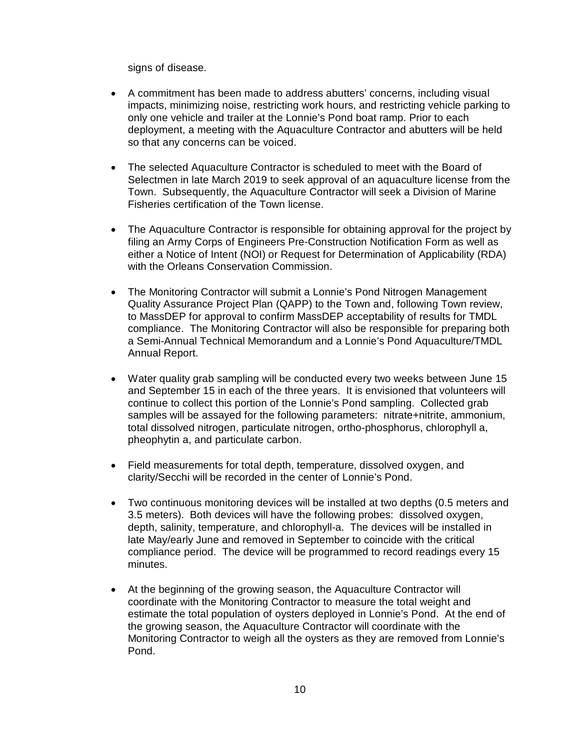signs of disease.

- A commitment has been made to address abutters' concerns, including visual impacts, minimizing noise, restricting work hours, and restricting vehicle parking to only one vehicle and trailer at the Lonnie's Pond boat ramp. Prior to each deployment, a meeting with the Aquaculture Contractor and abutters will be held so that any concerns can be voiced.

- The selected Aquaculture Contractor is scheduled to meet with the Board of Selectmen in late March 2019 to seek approval of an aquaculture license from the Town. Subsequently, the Aquaculture Contractor will seek a Division of Marine Fisheries certification of the Town license.

- The Aquaculture Contractor is responsible for obtaining approval for the project by filing an Army Corps of Engineers Pre-Construction Notification Form as well as either a Notice of Intent (NOI) or Request for Determination of Applicability (RDA) with the Orleans Conservation Commission.

- The Monitoring Contractor will submit a Lonnie's Pond Nitrogen Management Quality Assurance Project Plan (QAPP) to the Town and, following Town review, to MassDEP for approval to confirm MassDEP acceptability of results for TMDL compliance. The Monitoring Contractor will also be responsible for preparing both a Semi-Annual Technical Memorandum and a Lonnie's Pond Aquaculture/TMDL Annual Report.

- Water quality grab sampling will be conducted every two weeks between June 15 and September 15 in each of the three years. It is envisioned that volunteers will continue to collect this portion of the Lonnie's Pond sampling. Collected grab samples will be assayed for the following parameters: nitrate+nitrite, ammonium, total dissolved nitrogen, particulate nitrogen, ortho-phosphorus, chlorophyll a, pheophytin a, and particulate carbon.

- Field measurements for total depth, temperature, dissolved oxygen, and clarity/Secchi will be recorded in the center of Lonnie's Pond.

- Two continuous monitoring devices will be installed at two depths (0.5 meters and 3.5 meters). Both devices will have the following probes: dissolved oxygen, depth, salinity, temperature, and chlorophyll-a. The devices will be installed in late May/early June and removed in September to coincide with the critical compliance period. The device will be programmed to record readings every 15 minutes.

- At the beginning of the growing season, the Aquaculture Contractor will coordinate with the Monitoring Contractor to measure the total weight and estimate the total population of oysters deployed in Lonnie's Pond. At the end of the growing season, the Aquaculture Contractor will coordinate with the Monitoring Contractor to weigh all the oysters as they are removed from Lonnie's Pond.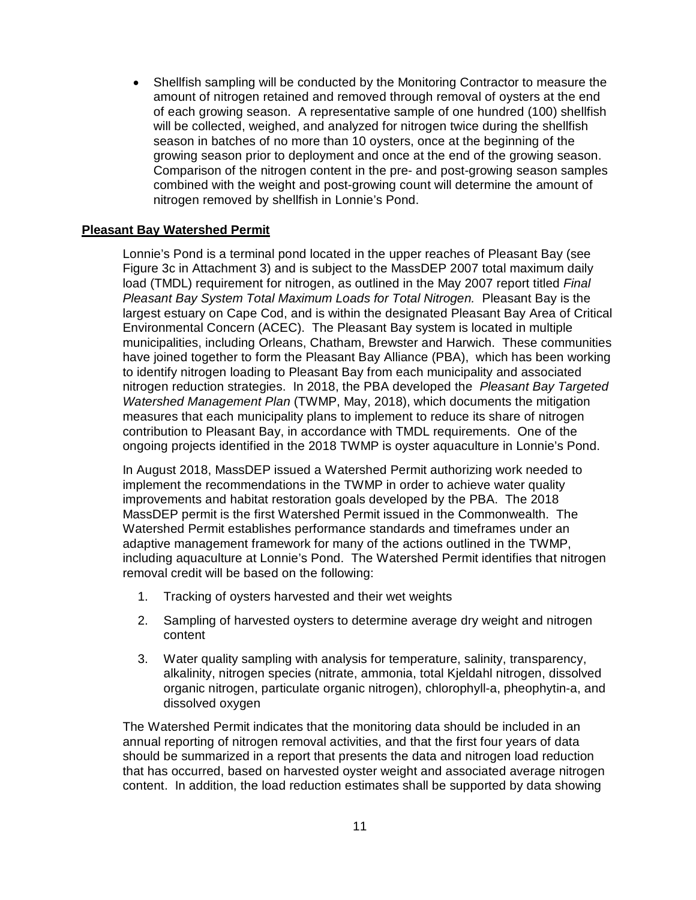- Shellfish sampling will be conducted by the Monitoring Contractor to measure the amount of nitrogen retained and removed through removal of oysters at the end of each growing season. A representative sample of one hundred (100) shellfish will be collected, weighed, and analyzed for nitrogen twice during the shellfish season in batches of no more than 10 oysters, once at the beginning of the growing season prior to deployment and once at the end of the growing season. Comparison of the nitrogen content in the pre- and post-growing season samples combined with the weight and post-growing count will determine the amount of nitrogen removed by shellfish in Lonnie's Pond.

**Pleasant Bay Watershed Permit**

Lonnie's Pond is a terminal pond located in the upper reaches of Pleasant Bay (see Figure 3c in Attachment 3) and is subject to the MassDEP 2007 total maximum daily load (TMDL) requirement for nitrogen, as outlined in the May 2007 report titled *Final Pleasant Bay System Total Maximum Loads for Total Nitrogen.* Pleasant Bay is the largest estuary on Cape Cod, and is within the designated Pleasant Bay Area of Critical Environmental Concern (ACEC). The Pleasant Bay system is located in multiple municipalities, including Orleans, Chatham, Brewster and Harwich. These communities have joined together to form the Pleasant Bay Alliance (PBA), which has been working to identify nitrogen loading to Pleasant Bay from each municipality and associated nitrogen reduction strategies. In 2018, the PBA developed the *Pleasant Bay Targeted Watershed Management Plan* (TWMP, May, 2018), which documents the mitigation measures that each municipality plans to implement to reduce its share of nitrogen contribution to Pleasant Bay, in accordance with TMDL requirements. One of the ongoing projects identified in the 2018 TWMP is oyster aquaculture in Lonnie's Pond.

In August 2018, MassDEP issued a Watershed Permit authorizing work needed to implement the recommendations in the TWMP in order to achieve water quality improvements and habitat restoration goals developed by the PBA. The 2018 MassDEP permit is the first Watershed Permit issued in the Commonwealth. The Watershed Permit establishes performance standards and timeframes under an adaptive management framework for many of the actions outlined in the TWMP, including aquaculture at Lonnie's Pond. The Watershed Permit identifies that nitrogen removal credit will be based on the following:

1. Tracking of oysters harvested and their wet weights
2. Sampling of harvested oysters to determine average dry weight and nitrogen content
3. Water quality sampling with analysis for temperature, salinity, transparency, alkalinity, nitrogen species (nitrate, ammonia, total Kjeldahl nitrogen, dissolved organic nitrogen, particulate organic nitrogen), chlorophyll-a, pheophytin-a, and dissolved oxygen

The Watershed Permit indicates that the monitoring data should be included in an annual reporting of nitrogen removal activities, and that the first four years of data should be summarized in a report that presents the data and nitrogen load reduction that has occurred, based on harvested oyster weight and associated average nitrogen content. In addition, the load reduction estimates shall be supported by data showing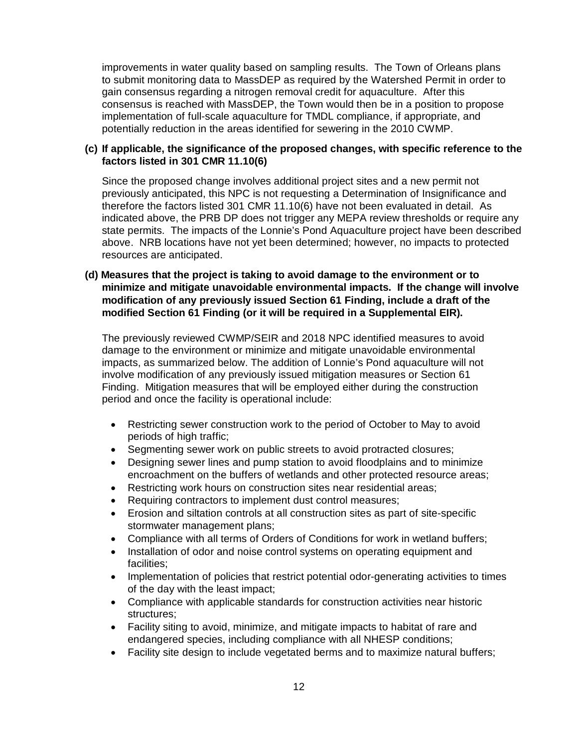improvements in water quality based on sampling results. The Town of Orleans plans to submit monitoring data to MassDEP as required by the Watershed Permit in order to gain consensus regarding a nitrogen removal credit for aquaculture. After this consensus is reached with MassDEP, the Town would then be in a position to propose implementation of full-scale aquaculture for TMDL compliance, if appropriate, and potentially reduction in the areas identified for sewering in the 2010 CWMP.

**(c) If applicable, the significance of the proposed changes, with specific reference to the factors listed in 301 CMR 11.10(6)**

Since the proposed change involves additional project sites and a new permit not previously anticipated, this NPC is not requesting a Determination of Insignificance and therefore the factors listed 301 CMR 11.10(6) have not been evaluated in detail. As indicated above, the PRB DP does not trigger any MEPA review thresholds or require any state permits. The impacts of the Lonnie's Pond Aquaculture project have been described above. NRB locations have not yet been determined; however, no impacts to protected resources are anticipated.

**(d) Measures that the project is taking to avoid damage to the environment or to minimize and mitigate unavoidable environmental impacts. If the change will involve modification of any previously issued Section 61 Finding, include a draft of the modified Section 61 Finding (or it will be required in a Supplemental EIR).**

The previously reviewed CWMP/SEIR and 2018 NPC identified measures to avoid damage to the environment or minimize and mitigate unavoidable environmental impacts, as summarized below. The addition of Lonnie's Pond aquaculture will not involve modification of any previously issued mitigation measures or Section 61 Finding. Mitigation measures that will be employed either during the construction period and once the facility is operational include:

- Restricting sewer construction work to the period of October to May to avoid periods of high traffic;
- Segmenting sewer work on public streets to avoid protracted closures;
- Designing sewer lines and pump station to avoid floodplains and to minimize encroachment on the buffers of wetlands and other protected resource areas;
- Restricting work hours on construction sites near residential areas;
- Requiring contractors to implement dust control measures;
- Erosion and siltation controls at all construction sites as part of site-specific stormwater management plans;
- Compliance with all terms of Orders of Conditions for work in wetland buffers;
- Installation of odor and noise control systems on operating equipment and facilities;
- Implementation of policies that restrict potential odor-generating activities to times of the day with the least impact;
- Compliance with applicable standards for construction activities near historic structures;
- Facility siting to avoid, minimize, and mitigate impacts to habitat of rare and endangered species, including compliance with all NHESP conditions;
- Facility site design to include vegetated berms and to maximize natural buffers;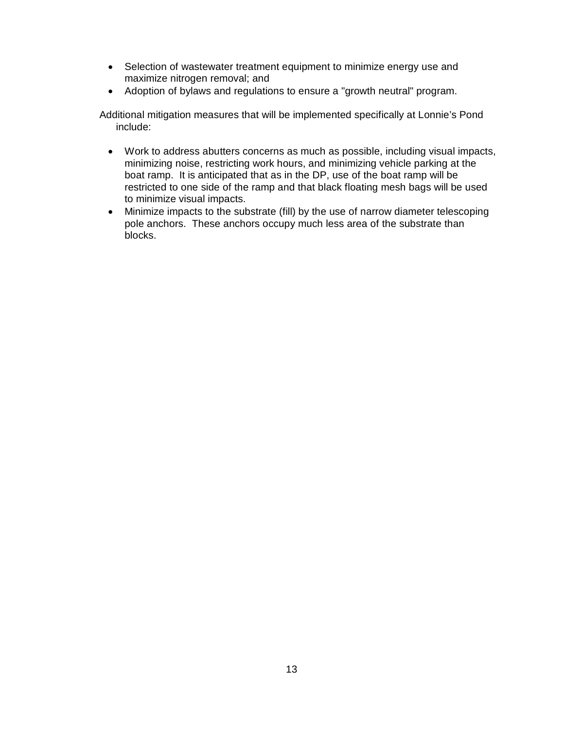- Selection of wastewater treatment equipment to minimize energy use and maximize nitrogen removal; and
- Adoption of bylaws and regulations to ensure a "growth neutral" program.

Additional mitigation measures that will be implemented specifically at Lonnie's Pond include:

- Work to address abutters concerns as much as possible, including visual impacts, minimizing noise, restricting work hours, and minimizing vehicle parking at the boat ramp. It is anticipated that as in the DP, use of the boat ramp will be restricted to one side of the ramp and that black floating mesh bags will be used to minimize visual impacts.
- Minimize impacts to the substrate (fill) by the use of narrow diameter telescoping pole anchors. These anchors occupy much less area of the substrate than blocks.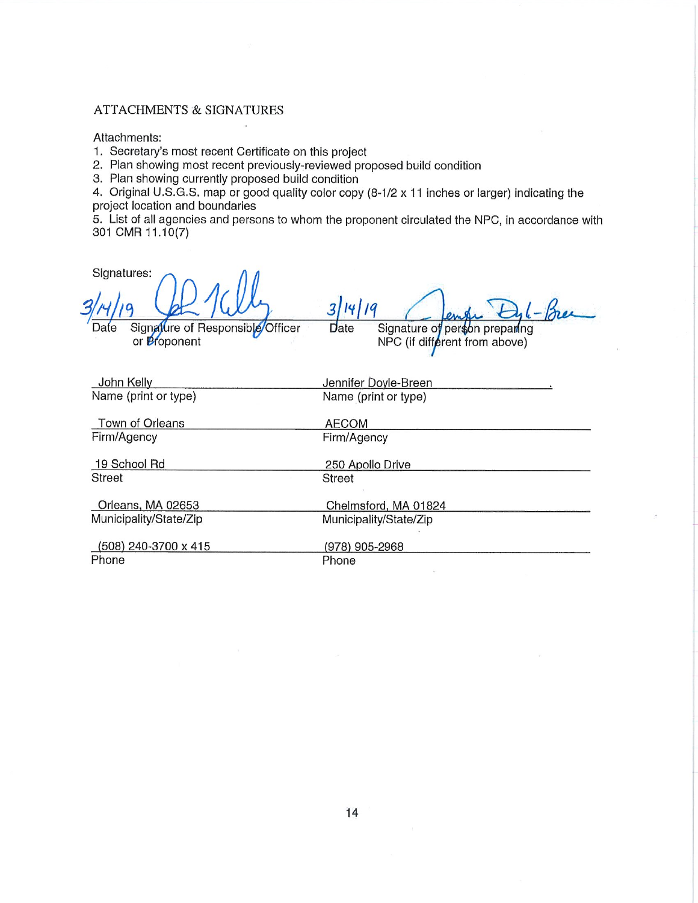## ATTACHMENTS & SIGNATURES

Attachments:

1. Secretary's most recent Certificate on this project
2. Plan showing most recent previously-reviewed proposed build condition
3. Plan showing currently proposed build condition
4. Original U.S.G.S. map or good quality color copy (8-1/2 x 11 inches or larger) indicating the project location and boundaries
5. List of all agencies and persons to whom the proponent circulated the NPC, in accordance with 301 CMR 11.10(7)

Signatures:

| | | | |
|---|---|---|---|
| 3/14/19 | (signature) | 3/14/19 | (signature) |
| Date | Signature of Responsible Officer or Proponent | Date | Signature of person preparing NPC (if different from above) |

| | |
|---|---|
| John Kelly | Jennifer Doyle-Breen |
| Name (print or type) | Name (print or type) |
| Town of Orleans | AECOM |
| Firm/Agency | Firm/Agency |
| 19 School Rd | 250 Apollo Drive |
| Street | Street |
| Orleans, MA 02653 | Chelmsford, MA 01824 |
| Municipality/State/Zip | Municipality/State/Zip |
| (508) 240-3700 x 415 | (978) 905-2968 |
| Phone | Phone |